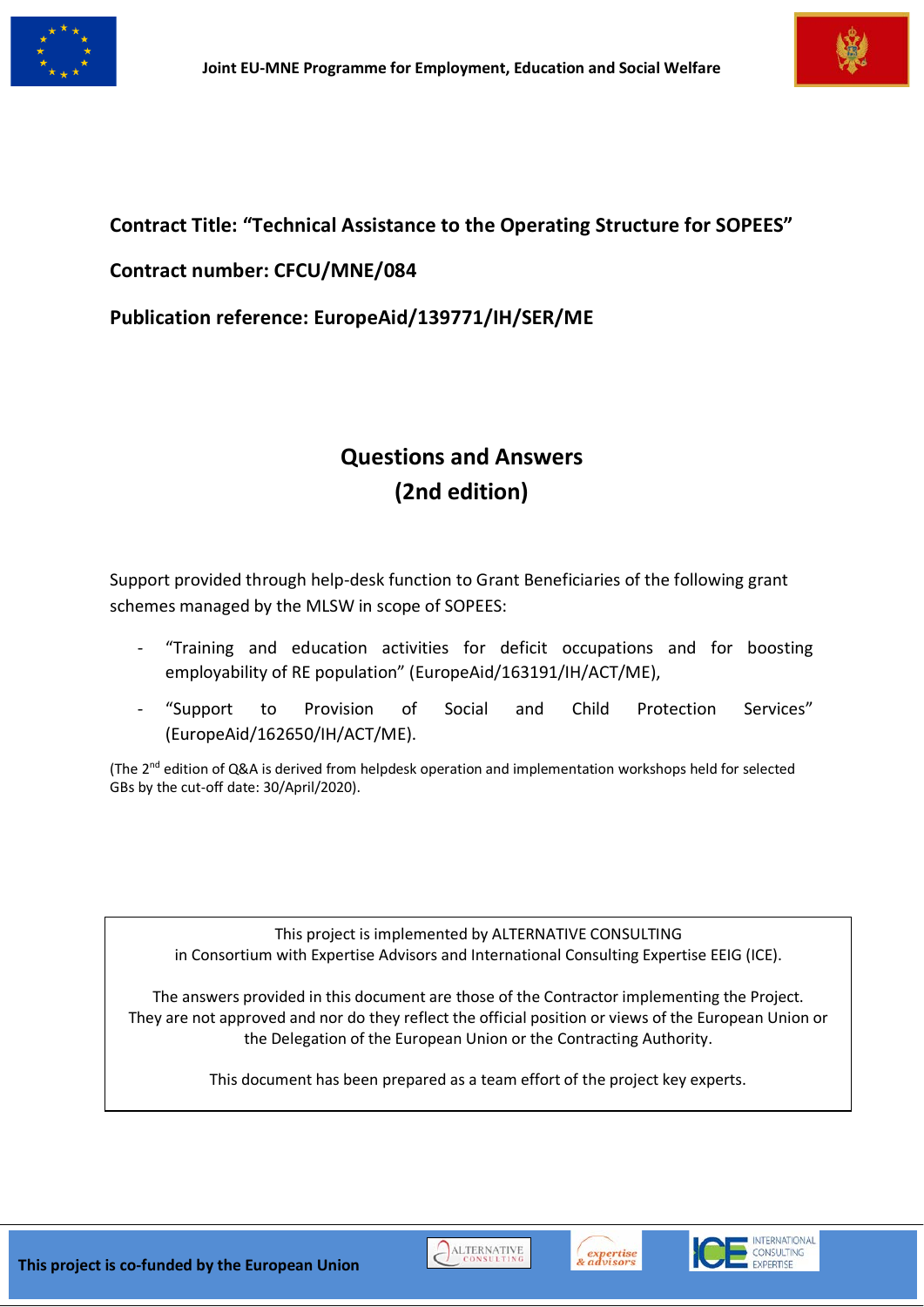Joint EU-MNE Programme for Employment, Education and Social Welfare

**Contract Title: "Technical Assistance to the Operating Structure for SOPEES"**

**Contract number: CFCU/MNE/084**

**Publication reference: EuropeAid/139771/IH/SER/ME**

# Questions and Answers
# (2nd edition)

Support provided through help-desk function to Grant Beneficiaries of the following grant schemes managed by the MLSW in scope of SOPEES:

- "Training and education activities for deficit occupations and for boosting employability of RE population" (EuropeAid/163191/IH/ACT/ME),
- "Support to Provision of Social and Child Protection Services" (EuropeAid/162650/IH/ACT/ME).

(The 2nd edition of Q&A is derived from helpdesk operation and implementation workshops held for selected GBs by the cut-off date: 30/April/2020).

This project is implemented by ALTERNATIVE CONSULTING in Consortium with Expertise Advisors and International Consulting Expertise EEIG (ICE).

The answers provided in this document are those of the Contractor implementing the Project. They are not approved and nor do they reflect the official position or views of the European Union or the Delegation of the European Union or the Contracting Authority.

This document has been prepared as a team effort of the project key experts.

**This project is co-funded by the European Union**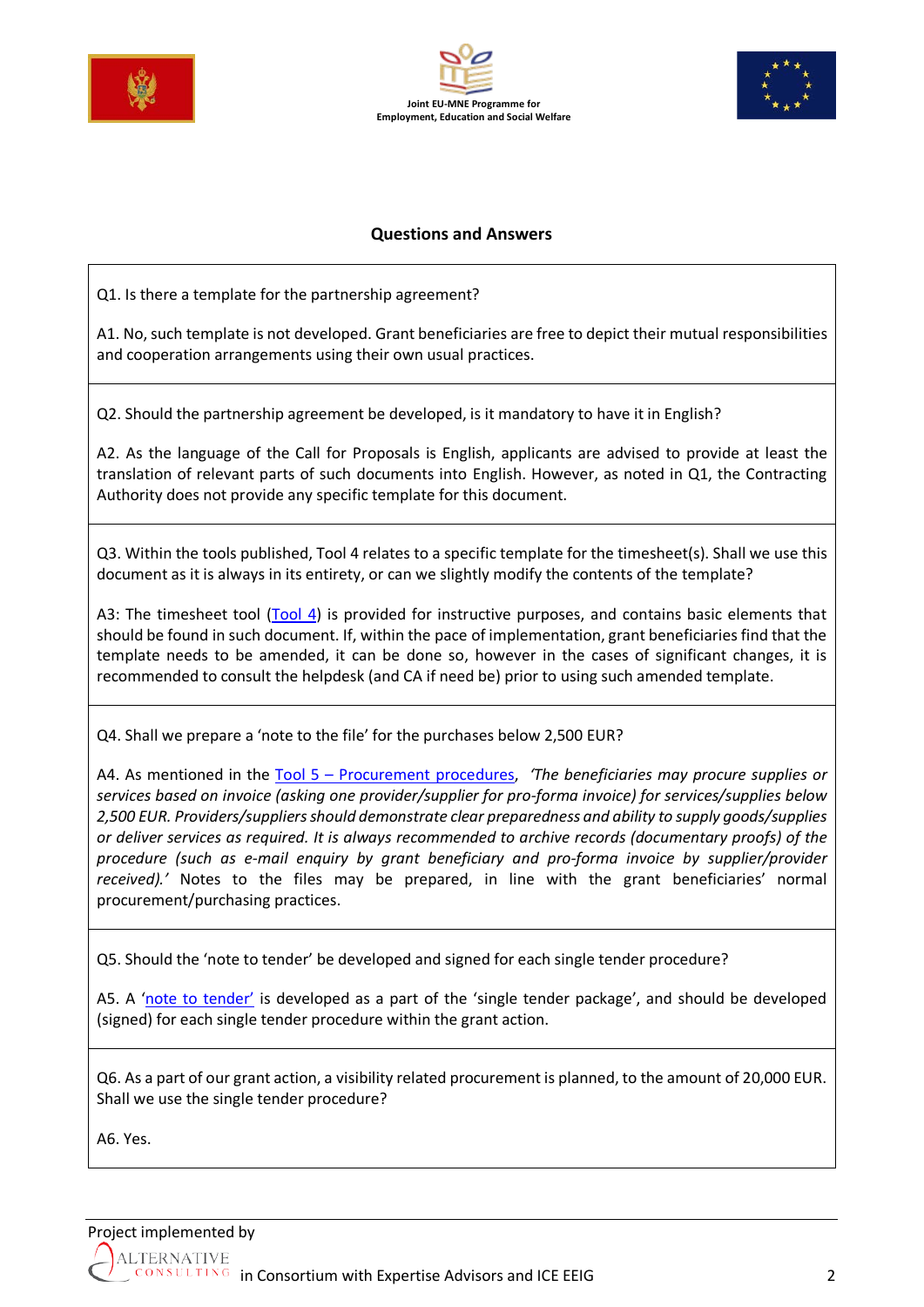## Questions and Answers

Q1. Is there a template for the partnership agreement?

A1. No, such template is not developed. Grant beneficiaries are free to depict their mutual responsibilities and cooperation arrangements using their own usual practices.

---

Q2. Should the partnership agreement be developed, is it mandatory to have it in English?

A2. As the language of the Call for Proposals is English, applicants are advised to provide at least the translation of relevant parts of such documents into English. However, as noted in Q1, the Contracting Authority does not provide any specific template for this document.

---

Q3. Within the tools published, Tool 4 relates to a specific template for the timesheet(s). Shall we use this document as it is always in its entirety, or can we slightly modify the contents of the template?

A3: The timesheet tool (Tool 4) is provided for instructive purposes, and contains basic elements that should be found in such document. If, within the pace of implementation, grant beneficiaries find that the template needs to be amended, it can be done so, however in the cases of significant changes, it is recommended to consult the helpdesk (and CA if need be) prior to using such amended template.

---

Q4. Shall we prepare a 'note to the file' for the purchases below 2,500 EUR?

A4. As mentioned in the Tool 5 – Procurement procedures, *'The beneficiaries may procure supplies or services based on invoice (asking one provider/supplier for pro-forma invoice) for services/supplies below 2,500 EUR. Providers/suppliers should demonstrate clear preparedness and ability to supply goods/supplies or deliver services as required. It is always recommended to archive records (documentary proofs) of the procedure (such as e-mail enquiry by grant beneficiary and pro-forma invoice by supplier/provider received).'* Notes to the files may be prepared, in line with the grant beneficiaries' normal procurement/purchasing practices.

---

Q5. Should the 'note to tender' be developed and signed for each single tender procedure?

A5. A 'note to tender' is developed as a part of the 'single tender package', and should be developed (signed) for each single tender procedure within the grant action.

---

Q6. As a part of our grant action, a visibility related procurement is planned, to the amount of 20,000 EUR. Shall we use the single tender procedure?

A6. Yes.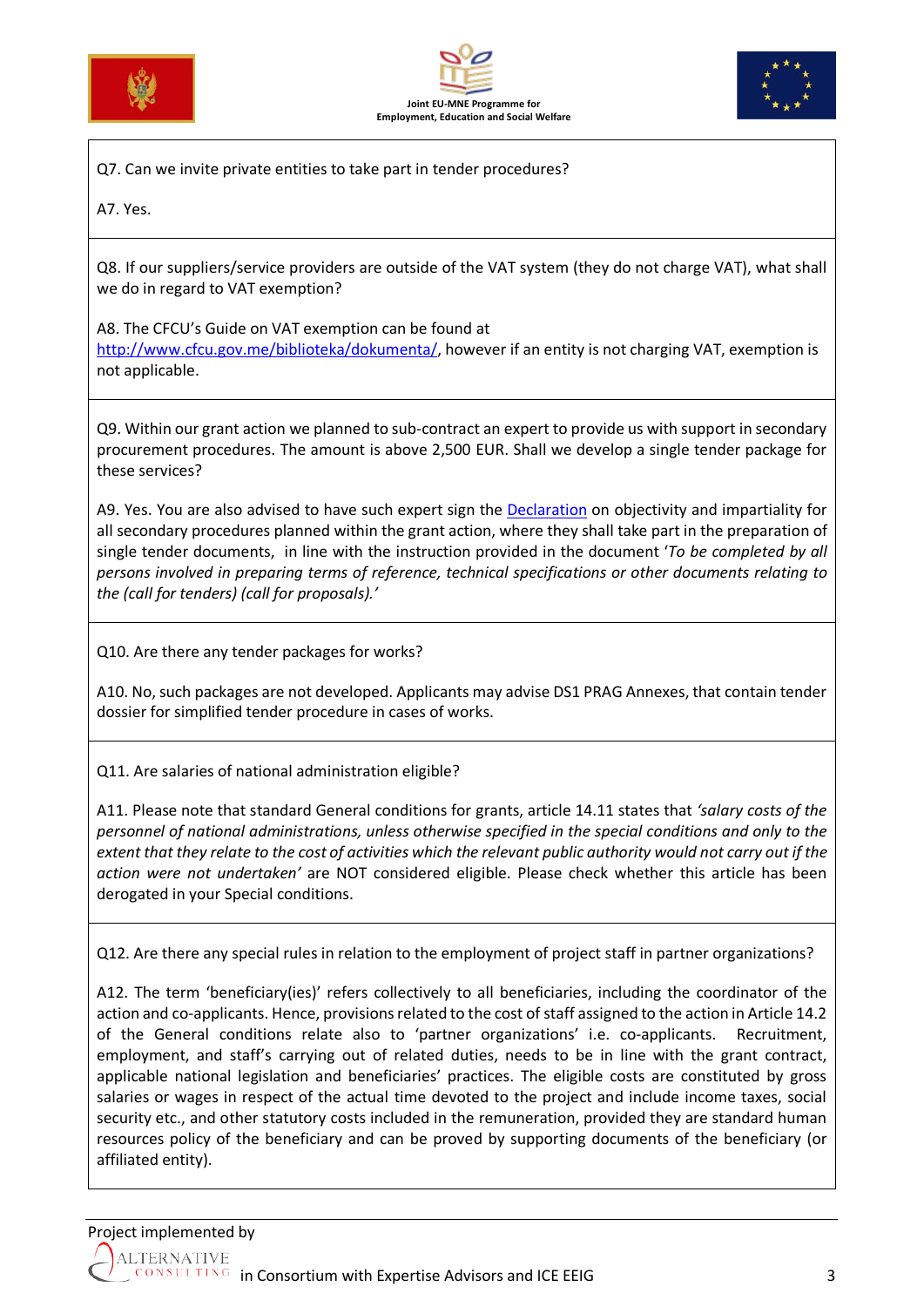Q7. Can we invite private entities to take part in tender procedures?

A7. Yes.

Q8. If our suppliers/service providers are outside of the VAT system (they do not charge VAT), what shall we do in regard to VAT exemption?

A8. The CFCU's Guide on VAT exemption can be found at [http://www.cfcu.gov.me/biblioteka/dokumenta/](http://www.cfcu.gov.me/biblioteka/dokumenta/), however if an entity is not charging VAT, exemption is not applicable.

Q9. Within our grant action we planned to sub-contract an expert to provide us with support in secondary procurement procedures. The amount is above 2,500 EUR. Shall we develop a single tender package for these services?

A9. Yes. You are also advised to have such expert sign the Declaration on objectivity and impartiality for all secondary procedures planned within the grant action, where they shall take part in the preparation of single tender documents, in line with the instruction provided in the document '*To be completed by all persons involved in preparing terms of reference, technical specifications or other documents relating to the (call for tenders) (call for proposals).*'

Q10. Are there any tender packages for works?

A10. No, such packages are not developed. Applicants may advise DS1 PRAG Annexes, that contain tender dossier for simplified tender procedure in cases of works.

Q11. Are salaries of national administration eligible?

A11. Please note that standard General conditions for grants, article 14.11 states that *'salary costs of the personnel of national administrations, unless otherwise specified in the special conditions and only to the extent that they relate to the cost of activities which the relevant public authority would not carry out if the action were not undertaken'* are NOT considered eligible. Please check whether this article has been derogated in your Special conditions.

Q12. Are there any special rules in relation to the employment of project staff in partner organizations?

A12. The term 'beneficiary(ies)' refers collectively to all beneficiaries, including the coordinator of the action and co-applicants. Hence, provisions related to the cost of staff assigned to the action in Article 14.2 of the General conditions relate also to 'partner organizations' i.e. co-applicants. Recruitment, employment, and staff's carrying out of related duties, needs to be in line with the grant contract, applicable national legislation and beneficiaries' practices. The eligible costs are constituted by gross salaries or wages in respect of the actual time devoted to the project and include income taxes, social security etc., and other statutory costs included in the remuneration, provided they are standard human resources policy of the beneficiary and can be proved by supporting documents of the beneficiary (or affiliated entity).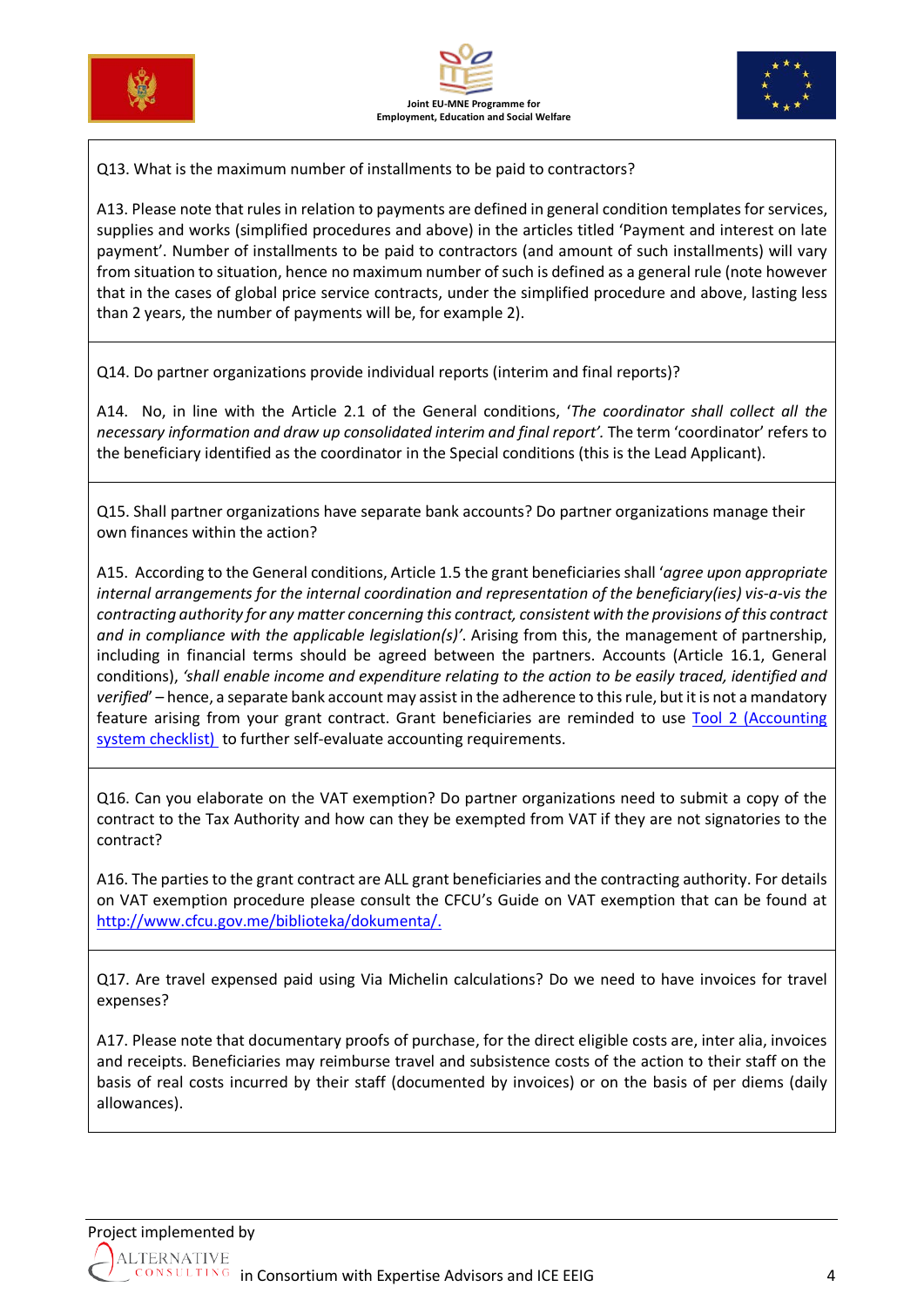Q13. What is the maximum number of installments to be paid to contractors?

A13. Please note that rules in relation to payments are defined in general condition templates for services, supplies and works (simplified procedures and above) in the articles titled 'Payment and interest on late payment'. Number of installments to be paid to contractors (and amount of such installments) will vary from situation to situation, hence no maximum number of such is defined as a general rule (note however that in the cases of global price service contracts, under the simplified procedure and above, lasting less than 2 years, the number of payments will be, for example 2).

Q14. Do partner organizations provide individual reports (interim and final reports)?

A14. No, in line with the Article 2.1 of the General conditions, '*The coordinator shall collect all the necessary information and draw up consolidated interim and final report'.* The term 'coordinator' refers to the beneficiary identified as the coordinator in the Special conditions (this is the Lead Applicant).

Q15. Shall partner organizations have separate bank accounts? Do partner organizations manage their own finances within the action?

A15. According to the General conditions, Article 1.5 the grant beneficiaries shall '*agree upon appropriate internal arrangements for the internal coordination and representation of the beneficiary(ies) vis-a-vis the contracting authority for any matter concerning this contract, consistent with the provisions of this contract and in compliance with the applicable legislation(s)'*. Arising from this, the management of partnership, including in financial terms should be agreed between the partners. Accounts (Article 16.1, General conditions), *'shall enable income and expenditure relating to the action to be easily traced, identified and verified*' – hence, a separate bank account may assist in the adherence to this rule, but it is not a mandatory feature arising from your grant contract. Grant beneficiaries are reminded to use Tool 2 (Accounting system checklist) to further self-evaluate accounting requirements.

Q16. Can you elaborate on the VAT exemption? Do partner organizations need to submit a copy of the contract to the Tax Authority and how can they be exempted from VAT if they are not signatories to the contract?

A16. The parties to the grant contract are ALL grant beneficiaries and the contracting authority. For details on VAT exemption procedure please consult the CFCU's Guide on VAT exemption that can be found at http://www.cfcu.gov.me/biblioteka/dokumenta/.

Q17. Are travel expensed paid using Via Michelin calculations? Do we need to have invoices for travel expenses?

A17. Please note that documentary proofs of purchase, for the direct eligible costs are, inter alia, invoices and receipts. Beneficiaries may reimburse travel and subsistence costs of the action to their staff on the basis of real costs incurred by their staff (documented by invoices) or on the basis of per diems (daily allowances).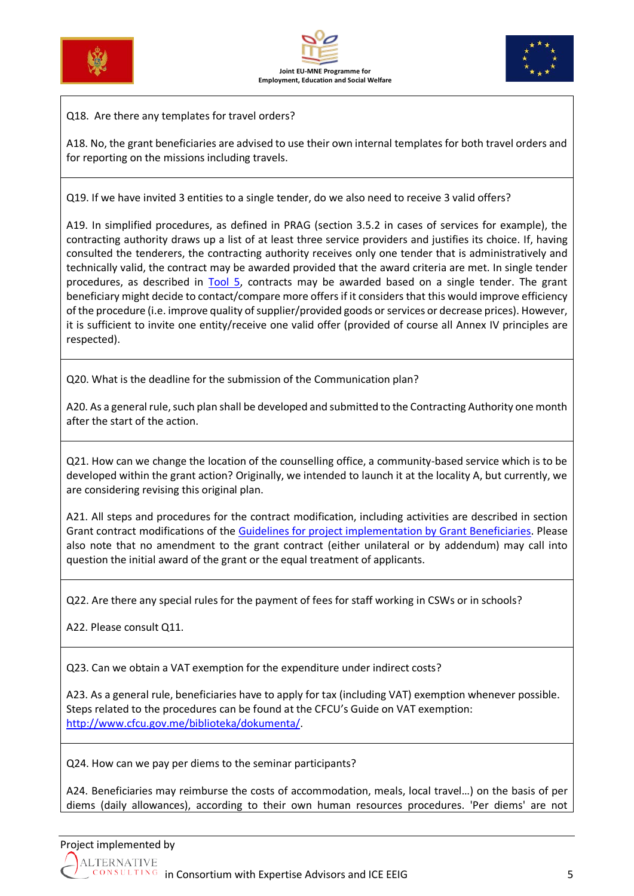Q18. Are there any templates for travel orders?

A18. No, the grant beneficiaries are advised to use their own internal templates for both travel orders and for reporting on the missions including travels.

Q19. If we have invited 3 entities to a single tender, do we also need to receive 3 valid offers?

A19. In simplified procedures, as defined in PRAG (section 3.5.2 in cases of services for example), the contracting authority draws up a list of at least three service providers and justifies its choice. If, having consulted the tenderers, the contracting authority receives only one tender that is administratively and technically valid, the contract may be awarded provided that the award criteria are met. In single tender procedures, as described in Tool 5, contracts may be awarded based on a single tender. The grant beneficiary might decide to contact/compare more offers if it considers that this would improve efficiency of the procedure (i.e. improve quality of supplier/provided goods or services or decrease prices). However, it is sufficient to invite one entity/receive one valid offer (provided of course all Annex IV principles are respected).

Q20. What is the deadline for the submission of the Communication plan?

A20. As a general rule, such plan shall be developed and submitted to the Contracting Authority one month after the start of the action.

Q21. How can we change the location of the counselling office, a community-based service which is to be developed within the grant action? Originally, we intended to launch it at the locality A, but currently, we are considering revising this original plan.

A21. All steps and procedures for the contract modification, including activities are described in section Grant contract modifications of the Guidelines for project implementation by Grant Beneficiaries. Please also note that no amendment to the grant contract (either unilateral or by addendum) may call into question the initial award of the grant or the equal treatment of applicants.

Q22. Are there any special rules for the payment of fees for staff working in CSWs or in schools?

A22. Please consult Q11.

Q23. Can we obtain a VAT exemption for the expenditure under indirect costs?

A23. As a general rule, beneficiaries have to apply for tax (including VAT) exemption whenever possible. Steps related to the procedures can be found at the CFCU's Guide on VAT exemption: http://www.cfcu.gov.me/biblioteka/dokumenta/.

Q24. How can we pay per diems to the seminar participants?

A24. Beneficiaries may reimburse the costs of accommodation, meals, local travel…) on the basis of per diems (daily allowances), according to their own human resources procedures. 'Per diems' are not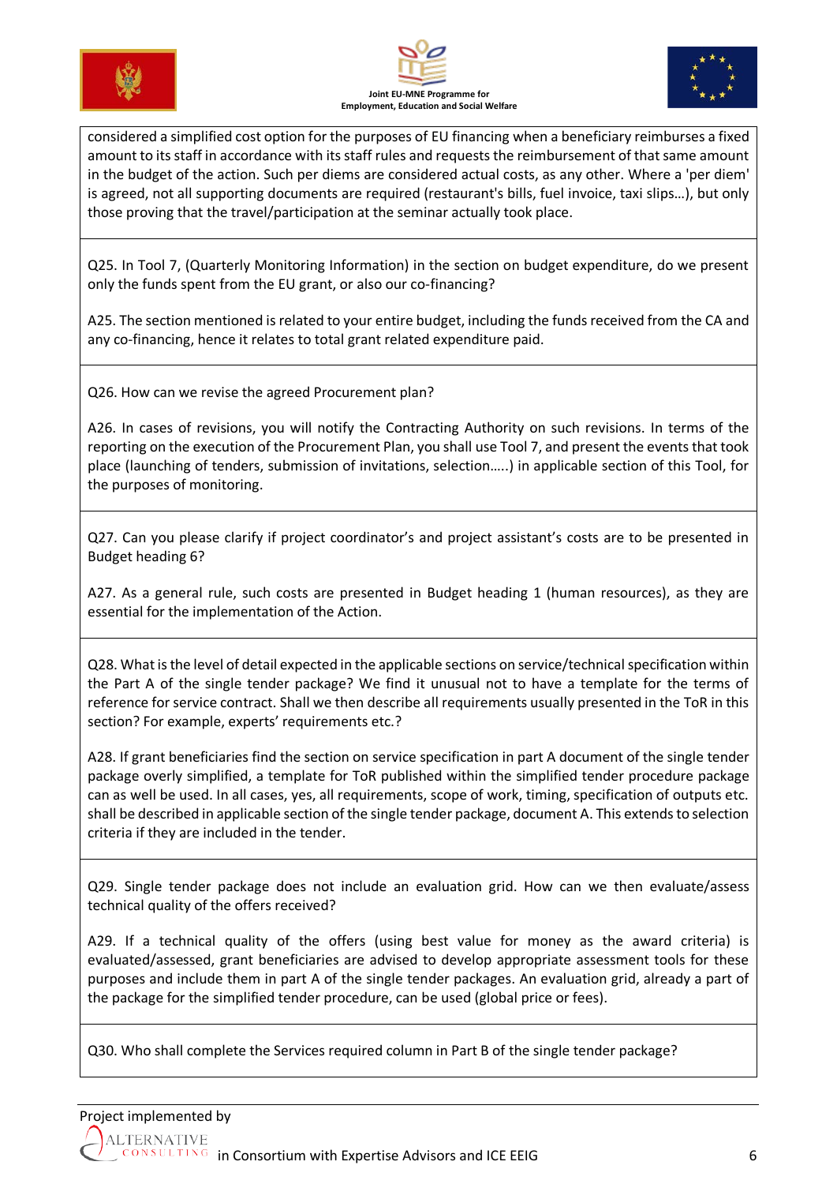considered a simplified cost option for the purposes of EU financing when a beneficiary reimburses a fixed amount to its staff in accordance with its staff rules and requests the reimbursement of that same amount in the budget of the action. Such per diems are considered actual costs, as any other. Where a 'per diem' is agreed, not all supporting documents are required (restaurant's bills, fuel invoice, taxi slips…), but only those proving that the travel/participation at the seminar actually took place.

Q25. In Tool 7, (Quarterly Monitoring Information) in the section on budget expenditure, do we present only the funds spent from the EU grant, or also our co-financing?

A25. The section mentioned is related to your entire budget, including the funds received from the CA and any co-financing, hence it relates to total grant related expenditure paid.

Q26. How can we revise the agreed Procurement plan?

A26. In cases of revisions, you will notify the Contracting Authority on such revisions. In terms of the reporting on the execution of the Procurement Plan, you shall use Tool 7, and present the events that took place (launching of tenders, submission of invitations, selection…..) in applicable section of this Tool, for the purposes of monitoring.

Q27. Can you please clarify if project coordinator's and project assistant's costs are to be presented in Budget heading 6?

A27. As a general rule, such costs are presented in Budget heading 1 (human resources), as they are essential for the implementation of the Action.

Q28. What is the level of detail expected in the applicable sections on service/technical specification within the Part A of the single tender package? We find it unusual not to have a template for the terms of reference for service contract. Shall we then describe all requirements usually presented in the ToR in this section? For example, experts' requirements etc.?

A28. If grant beneficiaries find the section on service specification in part A document of the single tender package overly simplified, a template for ToR published within the simplified tender procedure package can as well be used. In all cases, yes, all requirements, scope of work, timing, specification of outputs etc. shall be described in applicable section of the single tender package, document A. This extends to selection criteria if they are included in the tender.

Q29. Single tender package does not include an evaluation grid. How can we then evaluate/assess technical quality of the offers received?

A29. If a technical quality of the offers (using best value for money as the award criteria) is evaluated/assessed, grant beneficiaries are advised to develop appropriate assessment tools for these purposes and include them in part A of the single tender packages. An evaluation grid, already a part of the package for the simplified tender procedure, can be used (global price or fees).

Q30. Who shall complete the Services required column in Part B of the single tender package?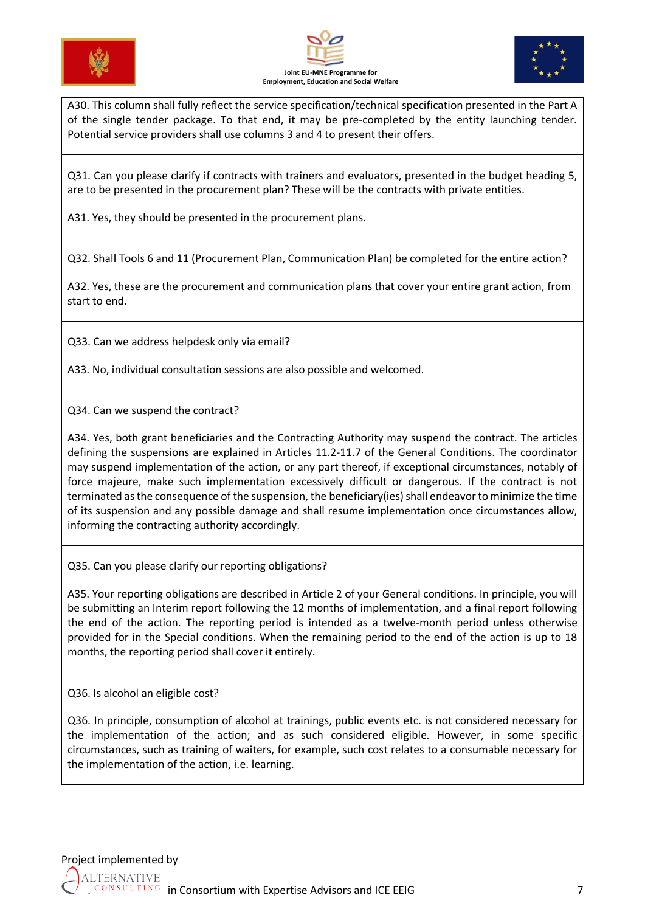A30. This column shall fully reflect the service specification/technical specification presented in the Part A of the single tender package. To that end, it may be pre-completed by the entity launching tender. Potential service providers shall use columns 3 and 4 to present their offers.

Q31. Can you please clarify if contracts with trainers and evaluators, presented in the budget heading 5, are to be presented in the procurement plan? These will be the contracts with private entities.

A31. Yes, they should be presented in the procurement plans.

Q32. Shall Tools 6 and 11 (Procurement Plan, Communication Plan) be completed for the entire action?

A32. Yes, these are the procurement and communication plans that cover your entire grant action, from start to end.

Q33. Can we address helpdesk only via email?

A33. No, individual consultation sessions are also possible and welcomed.

Q34. Can we suspend the contract?

A34. Yes, both grant beneficiaries and the Contracting Authority may suspend the contract. The articles defining the suspensions are explained in Articles 11.2-11.7 of the General Conditions. The coordinator may suspend implementation of the action, or any part thereof, if exceptional circumstances, notably of force majeure, make such implementation excessively difficult or dangerous. If the contract is not terminated as the consequence of the suspension, the beneficiary(ies) shall endeavor to minimize the time of its suspension and any possible damage and shall resume implementation once circumstances allow, informing the contracting authority accordingly.

Q35. Can you please clarify our reporting obligations?

A35. Your reporting obligations are described in Article 2 of your General conditions. In principle, you will be submitting an Interim report following the 12 months of implementation, and a final report following the end of the action. The reporting period is intended as a twelve-month period unless otherwise provided for in the Special conditions. When the remaining period to the end of the action is up to 18 months, the reporting period shall cover it entirely.

Q36. Is alcohol an eligible cost?

Q36. In principle, consumption of alcohol at trainings, public events etc. is not considered necessary for the implementation of the action; and as such considered eligible. However, in some specific circumstances, such as training of waiters, for example, such cost relates to a consumable necessary for the implementation of the action, i.e. learning.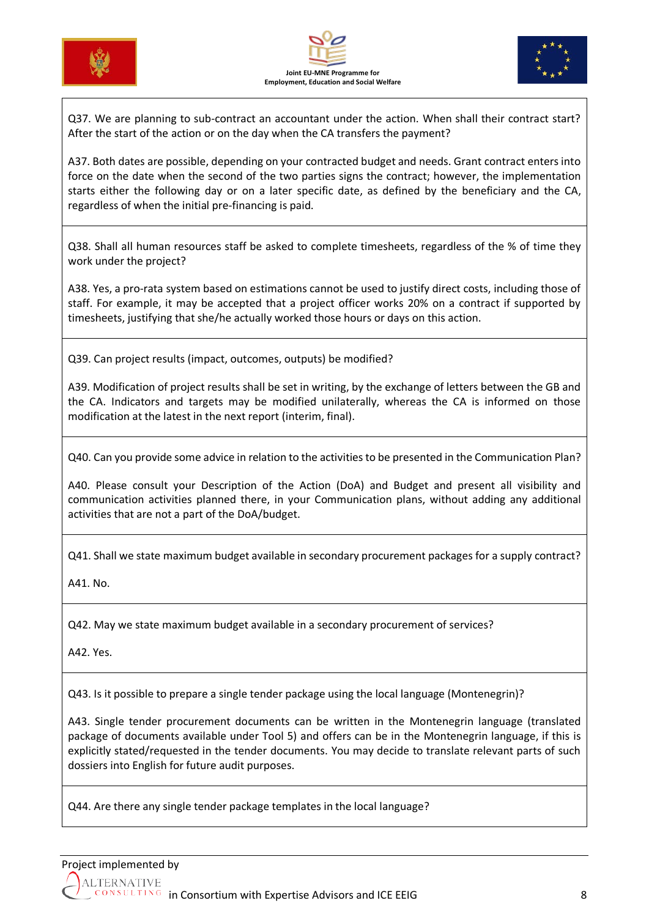Q37. We are planning to sub-contract an accountant under the action. When shall their contract start? After the start of the action or on the day when the CA transfers the payment?

A37. Both dates are possible, depending on your contracted budget and needs. Grant contract enters into force on the date when the second of the two parties signs the contract; however, the implementation starts either the following day or on a later specific date, as defined by the beneficiary and the CA, regardless of when the initial pre-financing is paid.

Q38. Shall all human resources staff be asked to complete timesheets, regardless of the % of time they work under the project?

A38. Yes, a pro-rata system based on estimations cannot be used to justify direct costs, including those of staff. For example, it may be accepted that a project officer works 20% on a contract if supported by timesheets, justifying that she/he actually worked those hours or days on this action.

Q39. Can project results (impact, outcomes, outputs) be modified?

A39. Modification of project results shall be set in writing, by the exchange of letters between the GB and the CA. Indicators and targets may be modified unilaterally, whereas the CA is informed on those modification at the latest in the next report (interim, final).

Q40. Can you provide some advice in relation to the activities to be presented in the Communication Plan?

A40. Please consult your Description of the Action (DoA) and Budget and present all visibility and communication activities planned there, in your Communication plans, without adding any additional activities that are not a part of the DoA/budget.

Q41. Shall we state maximum budget available in secondary procurement packages for a supply contract?

A41. No.

Q42. May we state maximum budget available in a secondary procurement of services?

A42. Yes.

Q43. Is it possible to prepare a single tender package using the local language (Montenegrin)?

A43. Single tender procurement documents can be written in the Montenegrin language (translated package of documents available under Tool 5) and offers can be in the Montenegrin language, if this is explicitly stated/requested in the tender documents. You may decide to translate relevant parts of such dossiers into English for future audit purposes.

Q44. Are there any single tender package templates in the local language?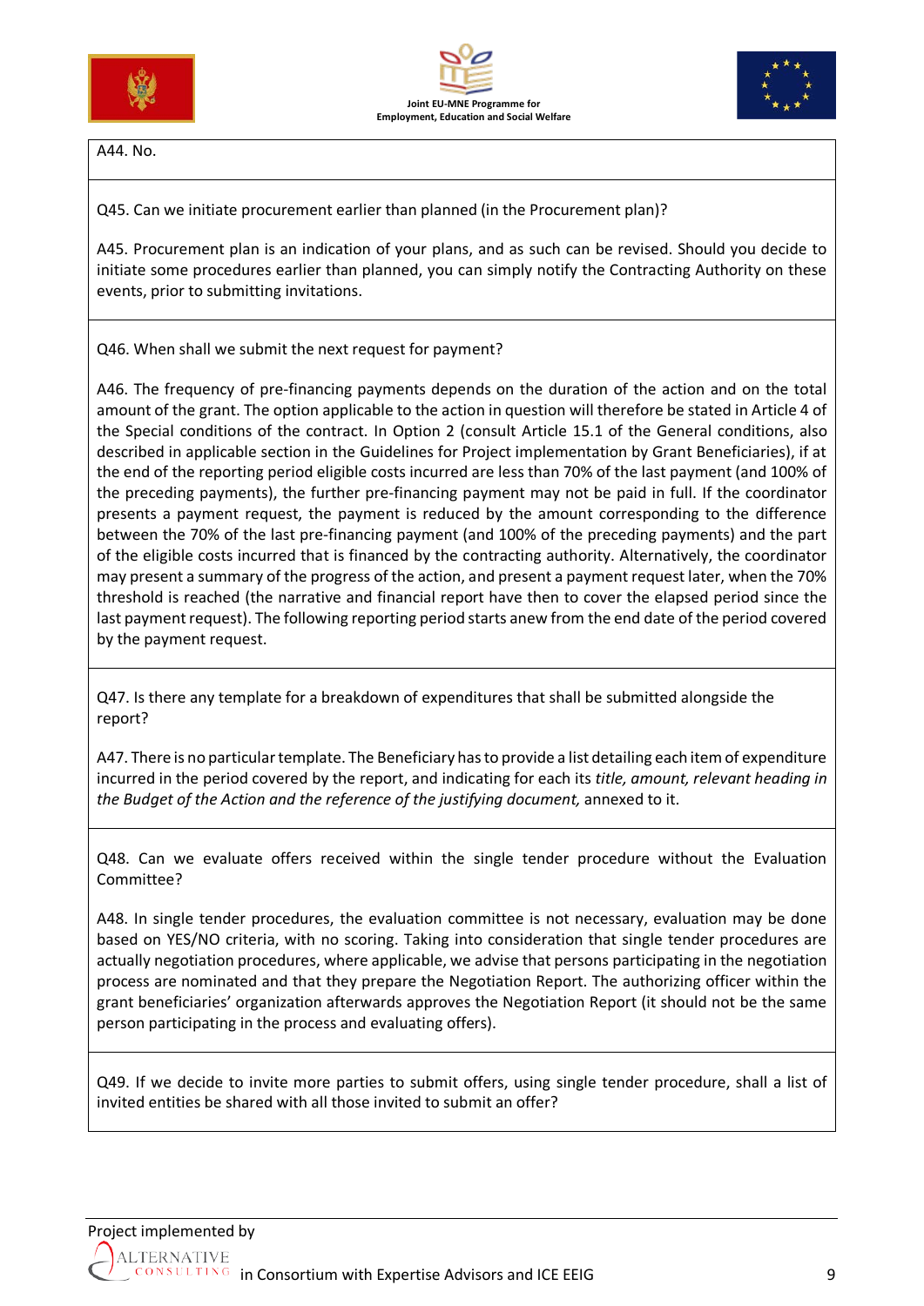A44. No.

Q45. Can we initiate procurement earlier than planned (in the Procurement plan)?

A45. Procurement plan is an indication of your plans, and as such can be revised. Should you decide to initiate some procedures earlier than planned, you can simply notify the Contracting Authority on these events, prior to submitting invitations.

Q46. When shall we submit the next request for payment?

A46. The frequency of pre-financing payments depends on the duration of the action and on the total amount of the grant. The option applicable to the action in question will therefore be stated in Article 4 of the Special conditions of the contract. In Option 2 (consult Article 15.1 of the General conditions, also described in applicable section in the Guidelines for Project implementation by Grant Beneficiaries), if at the end of the reporting period eligible costs incurred are less than 70% of the last payment (and 100% of the preceding payments), the further pre-financing payment may not be paid in full. If the coordinator presents a payment request, the payment is reduced by the amount corresponding to the difference between the 70% of the last pre-financing payment (and 100% of the preceding payments) and the part of the eligible costs incurred that is financed by the contracting authority. Alternatively, the coordinator may present a summary of the progress of the action, and present a payment request later, when the 70% threshold is reached (the narrative and financial report have then to cover the elapsed period since the last payment request). The following reporting period starts anew from the end date of the period covered by the payment request.

Q47. Is there any template for a breakdown of expenditures that shall be submitted alongside the report?

A47. There is no particular template. The Beneficiary has to provide a list detailing each item of expenditure incurred in the period covered by the report, and indicating for each its *title, amount, relevant heading in the Budget of the Action and the reference of the justifying document,* annexed to it.

Q48. Can we evaluate offers received within the single tender procedure without the Evaluation Committee?

A48. In single tender procedures, the evaluation committee is not necessary, evaluation may be done based on YES/NO criteria, with no scoring. Taking into consideration that single tender procedures are actually negotiation procedures, where applicable, we advise that persons participating in the negotiation process are nominated and that they prepare the Negotiation Report. The authorizing officer within the grant beneficiaries' organization afterwards approves the Negotiation Report (it should not be the same person participating in the process and evaluating offers).

Q49. If we decide to invite more parties to submit offers, using single tender procedure, shall a list of invited entities be shared with all those invited to submit an offer?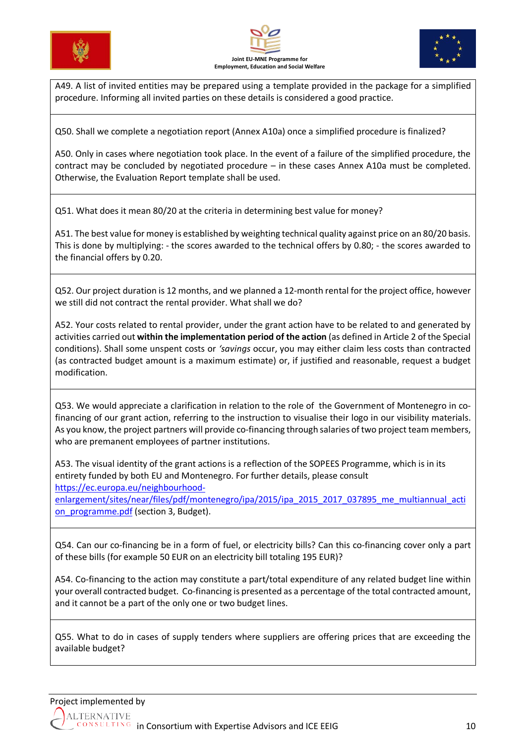A49. A list of invited entities may be prepared using a template provided in the package for a simplified procedure. Informing all invited parties on these details is considered a good practice.

Q50. Shall we complete a negotiation report (Annex A10a) once a simplified procedure is finalized?

A50. Only in cases where negotiation took place. In the event of a failure of the simplified procedure, the contract may be concluded by negotiated procedure – in these cases Annex A10a must be completed. Otherwise, the Evaluation Report template shall be used.

Q51. What does it mean 80/20 at the criteria in determining best value for money?

A51. The best value for money is established by weighting technical quality against price on an 80/20 basis. This is done by multiplying: - the scores awarded to the technical offers by 0.80; - the scores awarded to the financial offers by 0.20.

Q52. Our project duration is 12 months, and we planned a 12-month rental for the project office, however we still did not contract the rental provider. What shall we do?

A52. Your costs related to rental provider, under the grant action have to be related to and generated by activities carried out **within the implementation period of the action** (as defined in Article 2 of the Special conditions). Shall some unspent costs or *'savings* occur, you may either claim less costs than contracted (as contracted budget amount is a maximum estimate) or, if justified and reasonable, request a budget modification.

Q53. We would appreciate a clarification in relation to the role of the Government of Montenegro in co-financing of our grant action, referring to the instruction to visualise their logo in our visibility materials. As you know, the project partners will provide co-financing through salaries of two project team members, who are premanent employees of partner institutions.

A53. The visual identity of the grant actions is a reflection of the SOPEES Programme, which is in its entirety funded by both EU and Montenegro. For further details, please consult https://ec.europa.eu/neighbourhood-enlargement/sites/near/files/pdf/montenegro/ipa/2015/ipa_2015_2017_037895_me_multiannual_action_programme.pdf (section 3, Budget).

Q54. Can our co-financing be in a form of fuel, or electricity bills? Can this co-financing cover only a part of these bills (for example 50 EUR on an electricity bill totaling 195 EUR)?

A54. Co-financing to the action may constitute a part/total expenditure of any related budget line within your overall contracted budget. Co-financing is presented as a percentage of the total contracted amount, and it cannot be a part of the only one or two budget lines.

Q55. What to do in cases of supply tenders where suppliers are offering prices that are exceeding the available budget?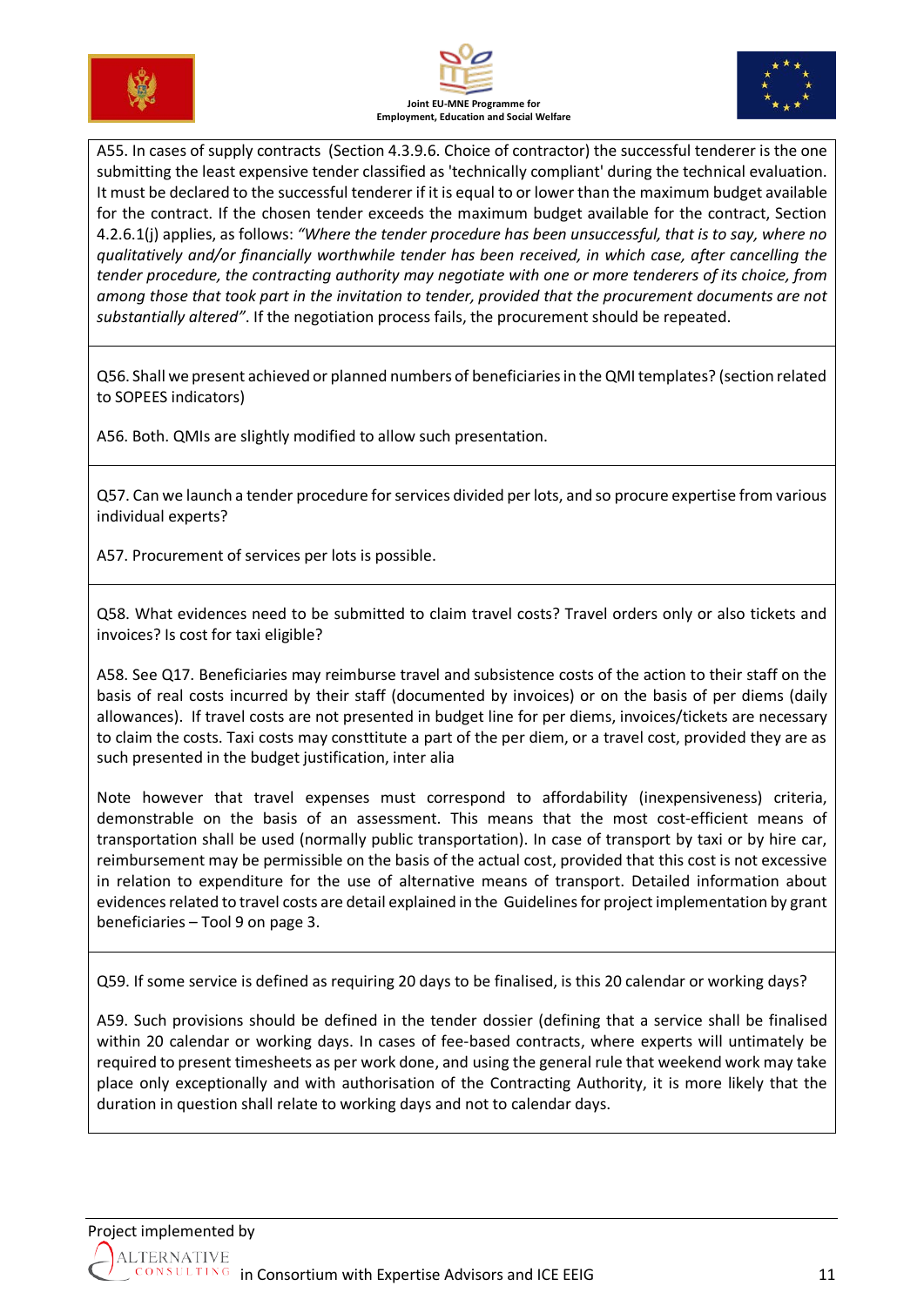A55. In cases of supply contracts (Section 4.3.9.6. Choice of contractor) the successful tenderer is the one submitting the least expensive tender classified as 'technically compliant' during the technical evaluation. It must be declared to the successful tenderer if it is equal to or lower than the maximum budget available for the contract. If the chosen tender exceeds the maximum budget available for the contract, Section 4.2.6.1(j) applies, as follows: *"Where the tender procedure has been unsuccessful, that is to say, where no qualitatively and/or financially worthwhile tender has been received, in which case, after cancelling the tender procedure, the contracting authority may negotiate with one or more tenderers of its choice, from among those that took part in the invitation to tender, provided that the procurement documents are not substantially altered"*. If the negotiation process fails, the procurement should be repeated.

Q56. Shall we present achieved or planned numbers of beneficiaries in the QMI templates? (section related to SOPEES indicators)

A56. Both. QMIs are slightly modified to allow such presentation.

Q57. Can we launch a tender procedure for services divided per lots, and so procure expertise from various individual experts?

A57. Procurement of services per lots is possible.

Q58. What evidences need to be submitted to claim travel costs? Travel orders only or also tickets and invoices? Is cost for taxi eligible?

A58. See Q17. Beneficiaries may reimburse travel and subsistence costs of the action to their staff on the basis of real costs incurred by their staff (documented by invoices) or on the basis of per diems (daily allowances). If travel costs are not presented in budget line for per diems, invoices/tickets are necessary to claim the costs. Taxi costs may consttitute a part of the per diem, or a travel cost, provided they are as such presented in the budget justification, inter alia

Note however that travel expenses must correspond to affordability (inexpensiveness) criteria, demonstrable on the basis of an assessment. This means that the most cost-efficient means of transportation shall be used (normally public transportation). In case of transport by taxi or by hire car, reimbursement may be permissible on the basis of the actual cost, provided that this cost is not excessive in relation to expenditure for the use of alternative means of transport. Detailed information about evidences related to travel costs are detail explained in the Guidelines for project implementation by grant beneficiaries – Tool 9 on page 3.

Q59. If some service is defined as requiring 20 days to be finalised, is this 20 calendar or working days?

A59. Such provisions should be defined in the tender dossier (defining that a service shall be finalised within 20 calendar or working days. In cases of fee-based contracts, where experts will untimately be required to present timesheets as per work done, and using the general rule that weekend work may take place only exceptionally and with authorisation of the Contracting Authority, it is more likely that the duration in question shall relate to working days and not to calendar days.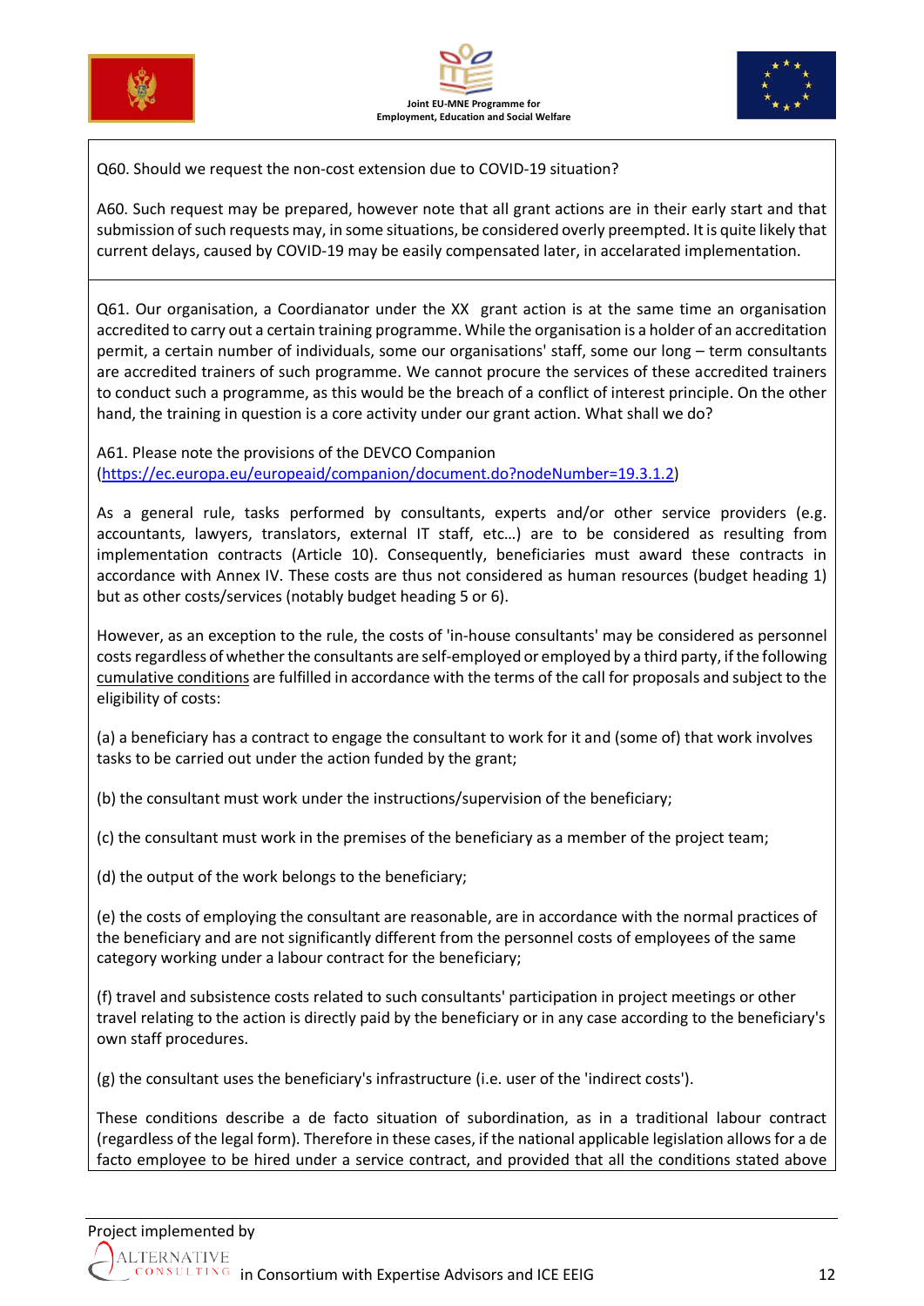Q60. Should we request the non-cost extension due to COVID-19 situation?

A60. Such request may be prepared, however note that all grant actions are in their early start and that submission of such requests may, in some situations, be considered overly preempted. It is quite likely that current delays, caused by COVID-19 may be easily compensated later, in accelarated implementation.

Q61. Our organisation, a Coordianator under the XX grant action is at the same time an organisation accredited to carry out a certain training programme. While the organisation is a holder of an accreditation permit, a certain number of individuals, some our organisations' staff, some our long – term consultants are accredited trainers of such programme. We cannot procure the services of these accredited trainers to conduct such a programme, as this would be the breach of a conflict of interest principle. On the other hand, the training in question is a core activity under our grant action. What shall we do?

A61. Please note the provisions of the DEVCO Companion (https://ec.europa.eu/europeaid/companion/document.do?nodeNumber=19.3.1.2)

As a general rule, tasks performed by consultants, experts and/or other service providers (e.g. accountants, lawyers, translators, external IT staff, etc…) are to be considered as resulting from implementation contracts (Article 10). Consequently, beneficiaries must award these contracts in accordance with Annex IV. These costs are thus not considered as human resources (budget heading 1) but as other costs/services (notably budget heading 5 or 6).

However, as an exception to the rule, the costs of 'in-house consultants' may be considered as personnel costs regardless of whether the consultants are self-employed or employed by a third party, if the following cumulative conditions are fulfilled in accordance with the terms of the call for proposals and subject to the eligibility of costs:

(a) a beneficiary has a contract to engage the consultant to work for it and (some of) that work involves tasks to be carried out under the action funded by the grant;

(b) the consultant must work under the instructions/supervision of the beneficiary;

(c) the consultant must work in the premises of the beneficiary as a member of the project team;

(d) the output of the work belongs to the beneficiary;

(e) the costs of employing the consultant are reasonable, are in accordance with the normal practices of the beneficiary and are not significantly different from the personnel costs of employees of the same category working under a labour contract for the beneficiary;

(f) travel and subsistence costs related to such consultants' participation in project meetings or other travel relating to the action is directly paid by the beneficiary or in any case according to the beneficiary's own staff procedures.

(g) the consultant uses the beneficiary's infrastructure (i.e. user of the 'indirect costs').

These conditions describe a de facto situation of subordination, as in a traditional labour contract (regardless of the legal form). Therefore in these cases, if the national applicable legislation allows for a de facto employee to be hired under a service contract, and provided that all the conditions stated above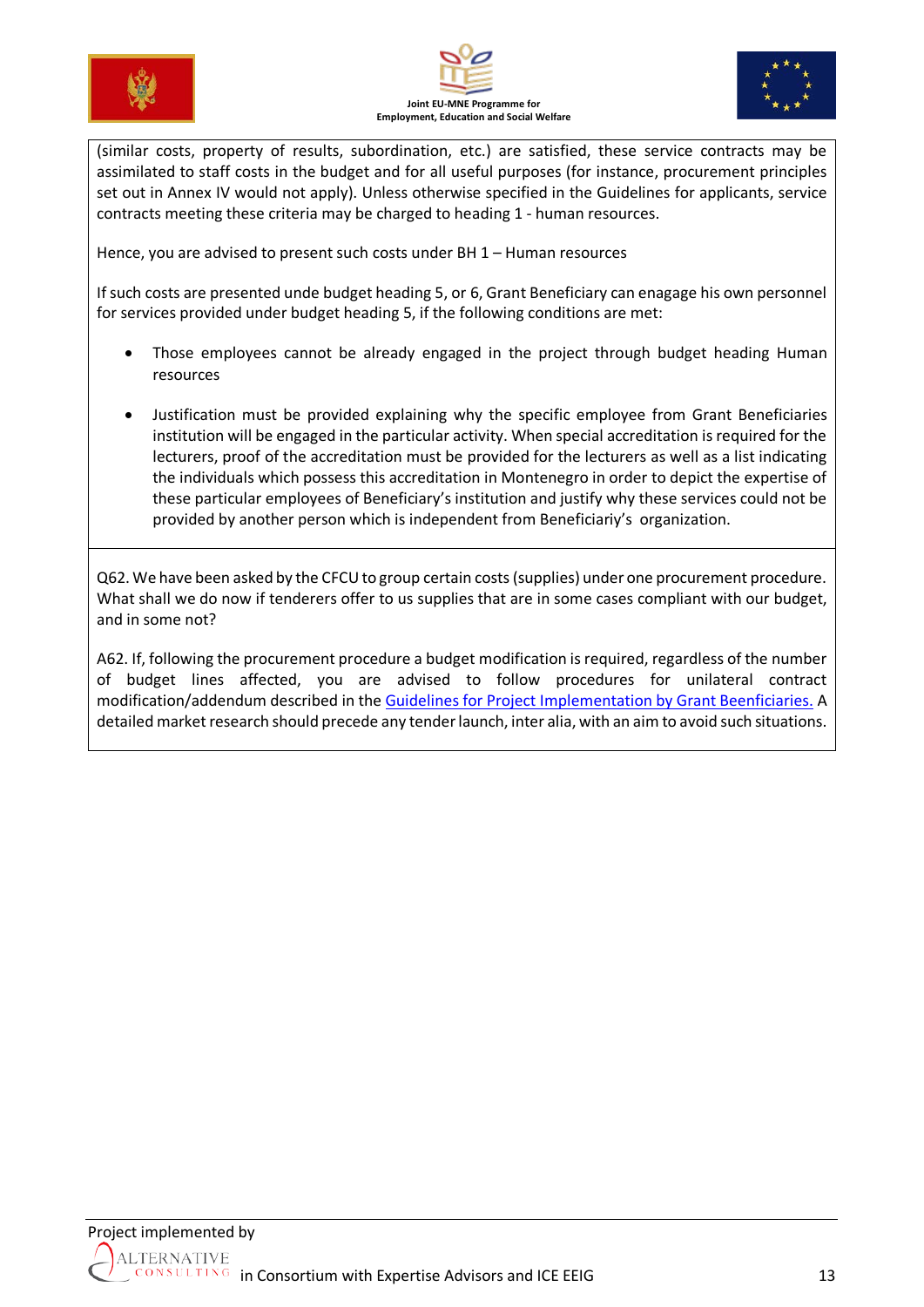(similar costs, property of results, subordination, etc.) are satisfied, these service contracts may be assimilated to staff costs in the budget and for all useful purposes (for instance, procurement principles set out in Annex IV would not apply). Unless otherwise specified in the Guidelines for applicants, service contracts meeting these criteria may be charged to heading 1 - human resources.

Hence, you are advised to present such costs under BH 1 – Human resources

If such costs are presented unde budget heading 5, or 6, Grant Beneficiary can engage his own personnel for services provided under budget heading 5, if the following conditions are met:

- Those employees cannot be already engaged in the project through budget heading Human resources
- Justification must be provided explaining why the specific employee from Grant Beneficiaries institution will be engaged in the particular activity. When special accreditation is required for the lecturers, proof of the accreditation must be provided for the lecturers as well as a list indicating the individuals which possess this accreditation in Montenegro in order to depict the expertise of these particular employees of Beneficiary's institution and justify why these services could not be provided by another person which is independent from Beneficiariy's organization.

Q62. We have been asked by the CFCU to group certain costs (supplies) under one procurement procedure. What shall we do now if tenderers offer to us supplies that are in some cases compliant with our budget, and in some not?

A62. If, following the procurement procedure a budget modification is required, regardless of the number of budget lines affected, you are advised to follow procedures for unilateral contract modification/addendum described in the Guidelines for Project Implementation by Grant Beenficiaries. A detailed market research should precede any tender launch, inter alia, with an aim to avoid such situations.